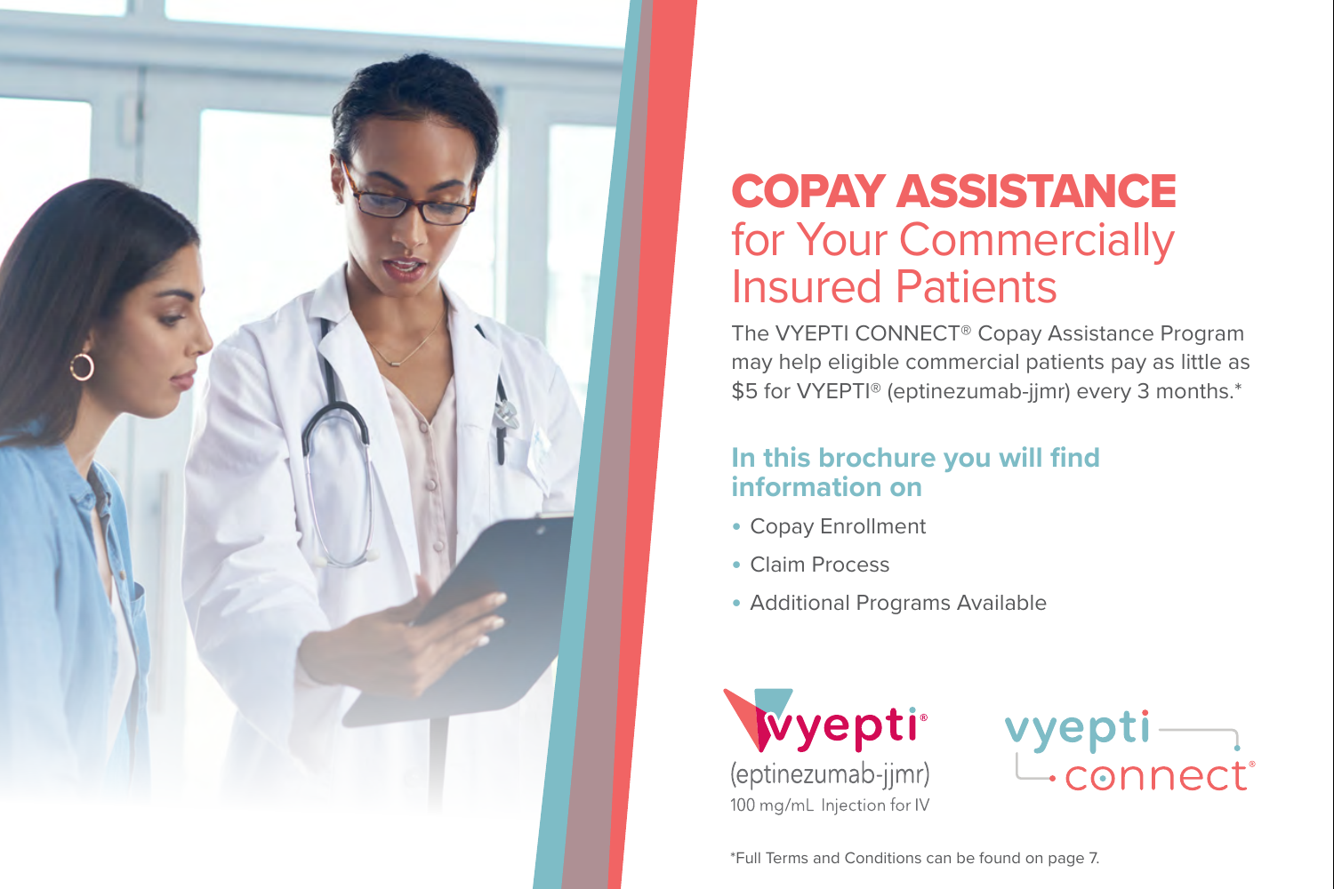# COPAY ASSISTANCE
## for Your Commercially Insured Patients

The VYEPTI CONNECT® Copay Assistance Program may help eligible commercial patients pay as little as $5 for VYEPTI® (eptinezumab-jjmr) every 3 months.*

### In this brochure you will find information on

- Copay Enrollment
- Claim Process
- Additional Programs Available

vyepti®
(eptinezumab-jjmr)
100 mg/mL Injection for IV

vyepti connect®

*Full Terms and Conditions can be found on page 7.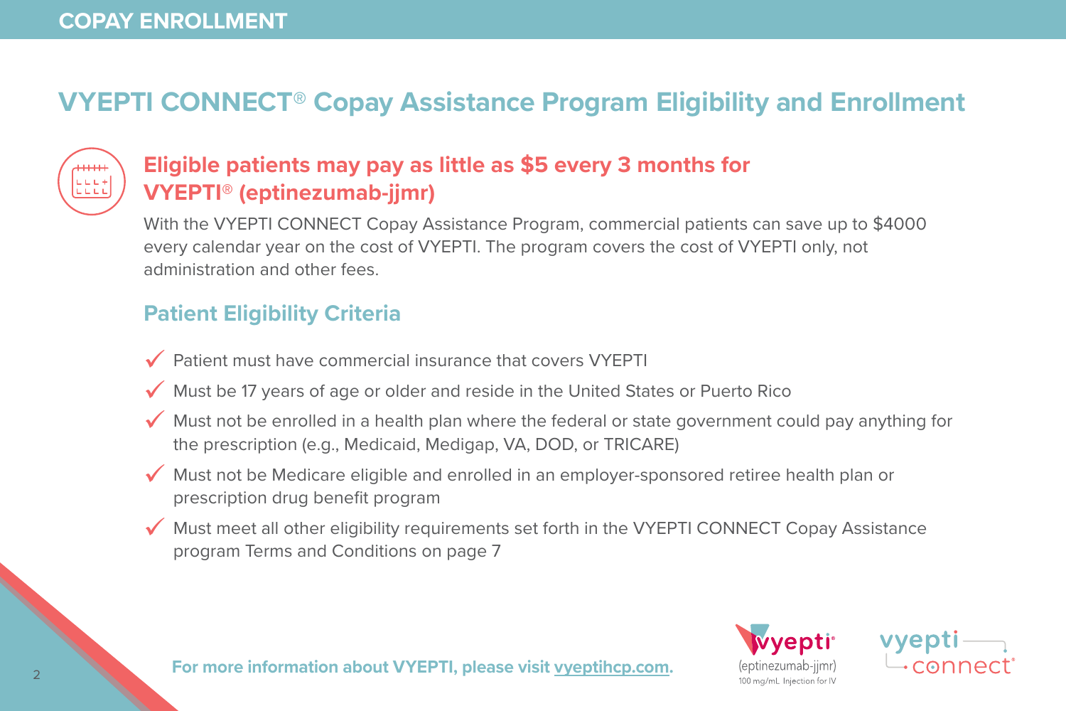COPAY ENROLLMENT

# VYEPTI CONNECT® Copay Assistance Program Eligibility and Enrollment

## Eligible patients may pay as little as $5 every 3 months for VYEPTI® (eptinezumab-jjmr)

With the VYEPTI CONNECT Copay Assistance Program, commercial patients can save up to $4000 every calendar year on the cost of VYEPTI. The program covers the cost of VYEPTI only, not administration and other fees.

## Patient Eligibility Criteria

- ✓ Patient must have commercial insurance that covers VYEPTI
- ✓ Must be 17 years of age or older and reside in the United States or Puerto Rico
- ✓ Must not be enrolled in a health plan where the federal or state government could pay anything for the prescription (e.g., Medicaid, Medigap, VA, DOD, or TRICARE)
- ✓ Must not be Medicare eligible and enrolled in an employer-sponsored retiree health plan or prescription drug benefit program
- ✓ Must meet all other eligibility requirements set forth in the VYEPTI CONNECT Copay Assistance program Terms and Conditions on page 7

**For more information about VYEPTI, please visit vyeptihcp.com.**

vyepti® (eptinezumab-jjmr) 100 mg/mL Injection for IV

vyepti connect®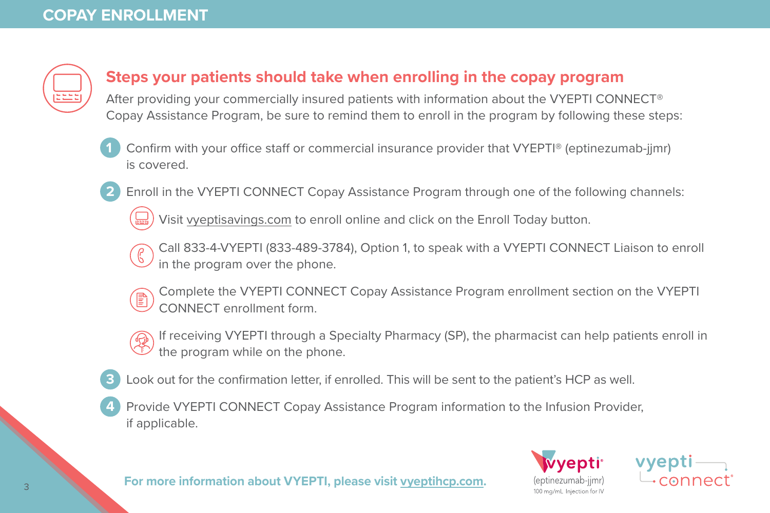## COPAY ENROLLMENT

### Steps your patients should take when enrolling in the copay program

After providing your commercially insured patients with information about the VYEPTI CONNECT® Copay Assistance Program, be sure to remind them to enroll in the program by following these steps:

1. Confirm with your office staff or commercial insurance provider that VYEPTI® (eptinezumab-jjmr) is covered.
2. Enroll in the VYEPTI CONNECT Copay Assistance Program through one of the following channels:
   - Visit vyeptisavings.com to enroll online and click on the Enroll Today button.
   - Call 833-4-VYEPTI (833-489-3784), Option 1, to speak with a VYEPTI CONNECT Liaison to enroll in the program over the phone.
   - Complete the VYEPTI CONNECT Copay Assistance Program enrollment section on the VYEPTI CONNECT enrollment form.
   - If receiving VYEPTI through a Specialty Pharmacy (SP), the pharmacist can help patients enroll in the program while on the phone.
3. Look out for the confirmation letter, if enrolled. This will be sent to the patient's HCP as well.
4. Provide VYEPTI CONNECT Copay Assistance Program information to the Infusion Provider, if applicable.

**For more information about VYEPTI, please visit vyeptihcp.com.**

vyepti® (eptinezumab-jjmr) 100 mg/mL Injection for IV

vyepti connect®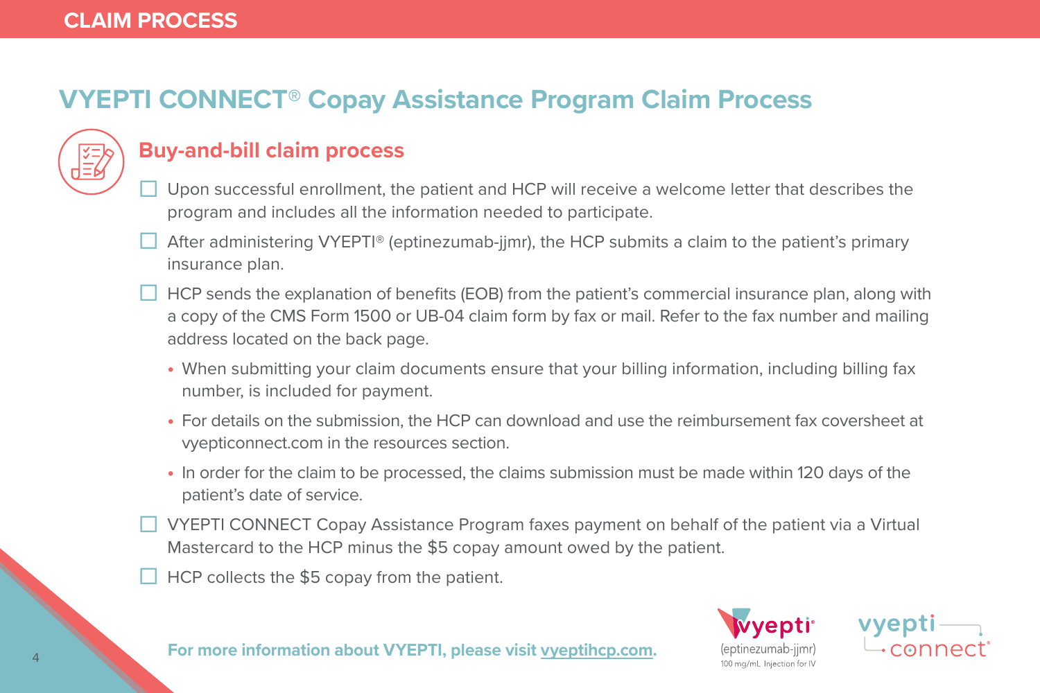CLAIM PROCESS

# VYEPTI CONNECT® Copay Assistance Program Claim Process

## Buy-and-bill claim process

- [ ] Upon successful enrollment, the patient and HCP will receive a welcome letter that describes the program and includes all the information needed to participate.
- [ ] After administering VYEPTI® (eptinezumab-jjmr), the HCP submits a claim to the patient's primary insurance plan.
- [ ] HCP sends the explanation of benefits (EOB) from the patient's commercial insurance plan, along with a copy of the CMS Form 1500 or UB-04 claim form by fax or mail. Refer to the fax number and mailing address located on the back page.
  - When submitting your claim documents ensure that your billing information, including billing fax number, is included for payment.
  - For details on the submission, the HCP can download and use the reimbursement fax coversheet at vyepticonnect.com in the resources section.
  - In order for the claim to be processed, the claims submission must be made within 120 days of the patient's date of service.
- [ ] VYEPTI CONNECT Copay Assistance Program faxes payment on behalf of the patient via a Virtual Mastercard to the HCP minus the $5 copay amount owed by the patient.
- [ ] HCP collects the $5 copay from the patient.

**For more information about VYEPTI, please visit vyeptihcp.com.**

vyepti® (eptinezumab-jjmr) 100 mg/mL Injection for IV

vyepti connect®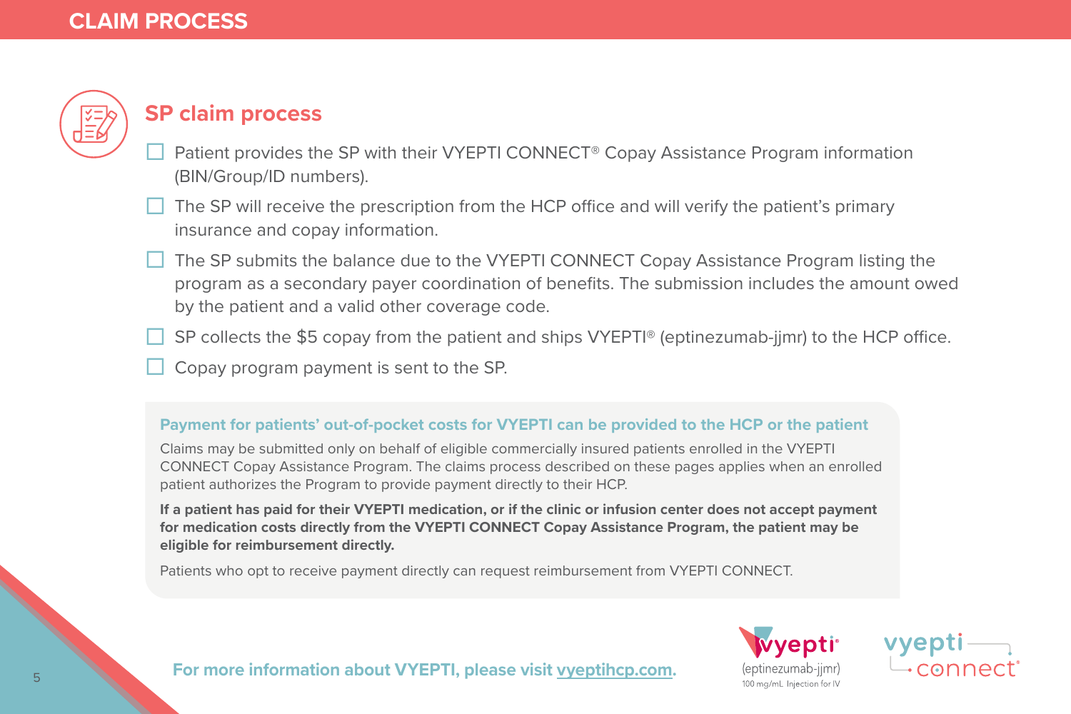# CLAIM PROCESS

## SP claim process

- [ ] Patient provides the SP with their VYEPTI CONNECT® Copay Assistance Program information (BIN/Group/ID numbers).
- [ ] The SP will receive the prescription from the HCP office and will verify the patient's primary insurance and copay information.
- [ ] The SP submits the balance due to the VYEPTI CONNECT Copay Assistance Program listing the program as a secondary payer coordination of benefits. The submission includes the amount owed by the patient and a valid other coverage code.
- [ ] SP collects the $5 copay from the patient and ships VYEPTI® (eptinezumab-jjmr) to the HCP office.
- [ ] Copay program payment is sent to the SP.

### Payment for patients' out-of-pocket costs for VYEPTI can be provided to the HCP or the patient

Claims may be submitted only on behalf of eligible commercially insured patients enrolled in the VYEPTI CONNECT Copay Assistance Program. The claims process described on these pages applies when an enrolled patient authorizes the Program to provide payment directly to their HCP.

**If a patient has paid for their VYEPTI medication, or if the clinic or infusion center does not accept payment for medication costs directly from the VYEPTI CONNECT Copay Assistance Program, the patient may be eligible for reimbursement directly.**

Patients who opt to receive payment directly can request reimbursement from VYEPTI CONNECT.

**For more information about VYEPTI, please visit vyeptihcp.com.**

vyepti® (eptinezumab-jjmr) 100 mg/mL Injection for IV

vyepti connect®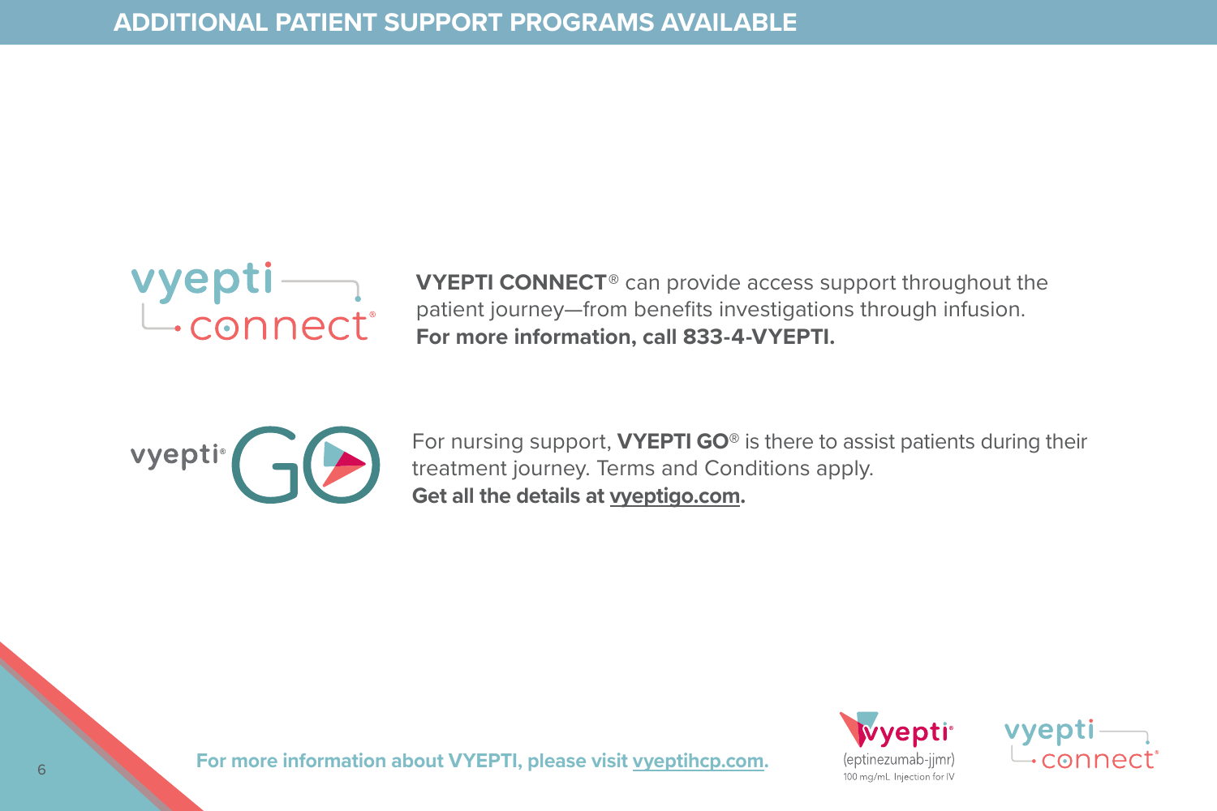# ADDITIONAL PATIENT SUPPORT PROGRAMS AVAILABLE

**VYEPTI CONNECT®** can provide access support throughout the patient journey—from benefits investigations through infusion.
**For more information, call 833-4-VYEPTI.**

For nursing support, **VYEPTI GO®** is there to assist patients during their treatment journey. Terms and Conditions apply.
**Get all the details at vyeptigo.com.**

**For more information about VYEPTI, please visit vyeptihcp.com.**

vyepti® (eptinezumab-jjmr) 100 mg/mL Injection for IV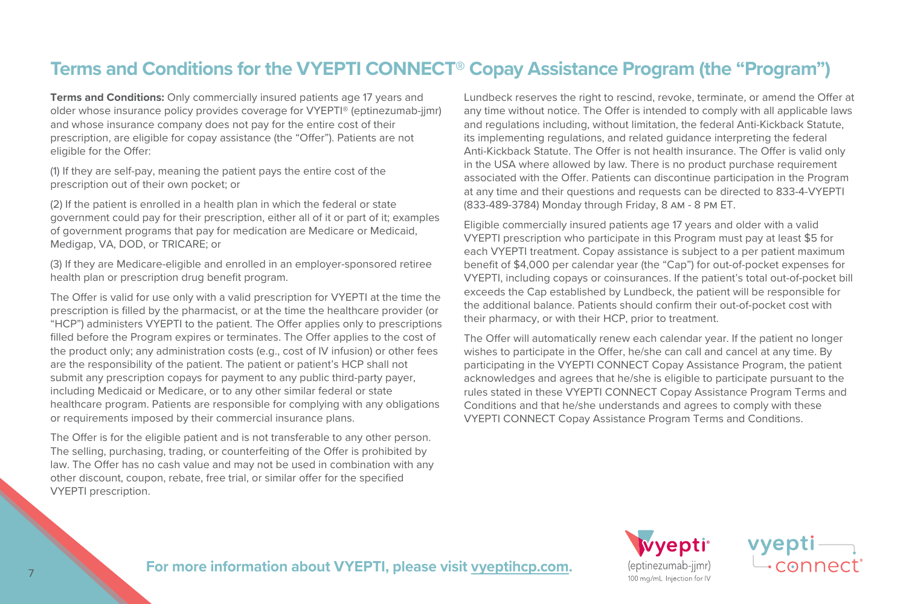# Terms and Conditions for the VYEPTI CONNECT® Copay Assistance Program (the "Program")

**Terms and Conditions:** Only commercially insured patients age 17 years and older whose insurance policy provides coverage for VYEPTI® (eptinezumab-jjmr) and whose insurance company does not pay for the entire cost of their prescription, are eligible for copay assistance (the "Offer"). Patients are not eligible for the Offer:

(1) If they are self-pay, meaning the patient pays the entire cost of the prescription out of their own pocket; or

(2) If the patient is enrolled in a health plan in which the federal or state government could pay for their prescription, either all of it or part of it; examples of government programs that pay for medication are Medicare or Medicaid, Medigap, VA, DOD, or TRICARE; or

(3) If they are Medicare-eligible and enrolled in an employer-sponsored retiree health plan or prescription drug benefit program.

The Offer is valid for use only with a valid prescription for VYEPTI at the time the prescription is filled by the pharmacist, or at the time the healthcare provider (or "HCP") administers VYEPTI to the patient. The Offer applies only to prescriptions filled before the Program expires or terminates. The Offer applies to the cost of the product only; any administration costs (e.g., cost of IV infusion) or other fees are the responsibility of the patient. The patient or patient's HCP shall not submit any prescription copays for payment to any public third-party payer, including Medicaid or Medicare, or to any other similar federal or state healthcare program. Patients are responsible for complying with any obligations or requirements imposed by their commercial insurance plans.

The Offer is for the eligible patient and is not transferable to any other person. The selling, purchasing, trading, or counterfeiting of the Offer is prohibited by law. The Offer has no cash value and may not be used in combination with any other discount, coupon, rebate, free trial, or similar offer for the specified VYEPTI prescription.

Lundbeck reserves the right to rescind, revoke, terminate, or amend the Offer at any time without notice. The Offer is intended to comply with all applicable laws and regulations including, without limitation, the federal Anti-Kickback Statute, its implementing regulations, and related guidance interpreting the federal Anti-Kickback Statute. The Offer is not health insurance. The Offer is valid only in the USA where allowed by law. There is no product purchase requirement associated with the Offer. Patients can discontinue participation in the Program at any time and their questions and requests can be directed to 833-4-VYEPTI (833-489-3784) Monday through Friday, 8 AM - 8 PM ET.

Eligible commercially insured patients age 17 years and older with a valid VYEPTI prescription who participate in this Program must pay at least $5 for each VYEPTI treatment. Copay assistance is subject to a per patient maximum benefit of $4,000 per calendar year (the "Cap") for out-of-pocket expenses for VYEPTI, including copays or coinsurances. If the patient's total out-of-pocket bill exceeds the Cap established by Lundbeck, the patient will be responsible for the additional balance. Patients should confirm their out-of-pocket cost with their pharmacy, or with their HCP, prior to treatment.

The Offer will automatically renew each calendar year. If the patient no longer wishes to participate in the Offer, he/she can call and cancel at any time. By participating in the VYEPTI CONNECT Copay Assistance Program, the patient acknowledges and agrees that he/she is eligible to participate pursuant to the rules stated in these VYEPTI CONNECT Copay Assistance Program Terms and Conditions and that he/she understands and agrees to comply with these VYEPTI CONNECT Copay Assistance Program Terms and Conditions.

**For more information about VYEPTI, please visit vyeptihcp.com.**

vyepti® (eptinezumab-jjmr) 100 mg/mL Injection for IV

vyepti connect®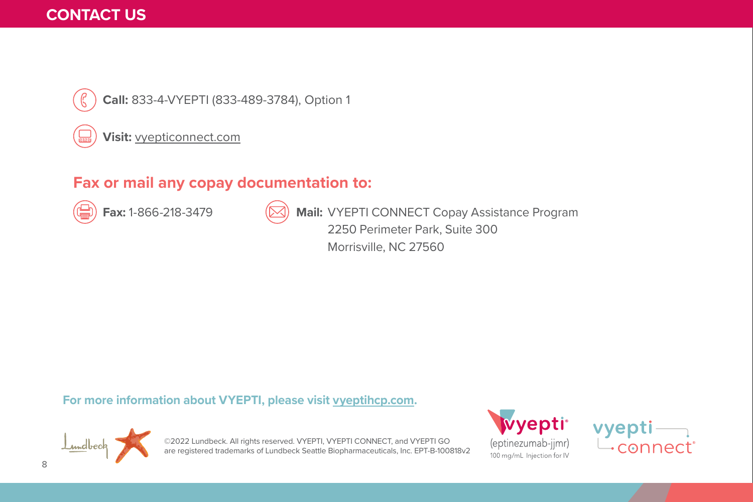## CONTACT US

**Call:** 833-4-VYEPTI (833-489-3784), Option 1

**Visit:** vyepticonnect.com

### Fax or mail any copay documentation to:

**Fax:** 1-866-218-3479

**Mail:** VYEPTI CONNECT Copay Assistance Program
2250 Perimeter Park, Suite 300
Morrisville, NC 27560

**For more information about VYEPTI, please visit vyeptihcp.com.**

©2022 Lundbeck. All rights reserved. VYEPTI, VYEPTI CONNECT, and VYEPTI GO are registered trademarks of Lundbeck Seattle Biopharmaceuticals, Inc. EPT-B-100818v2

vyepti® (eptinezumab-jjmr) 100 mg/mL Injection for IV

vyepti connect®